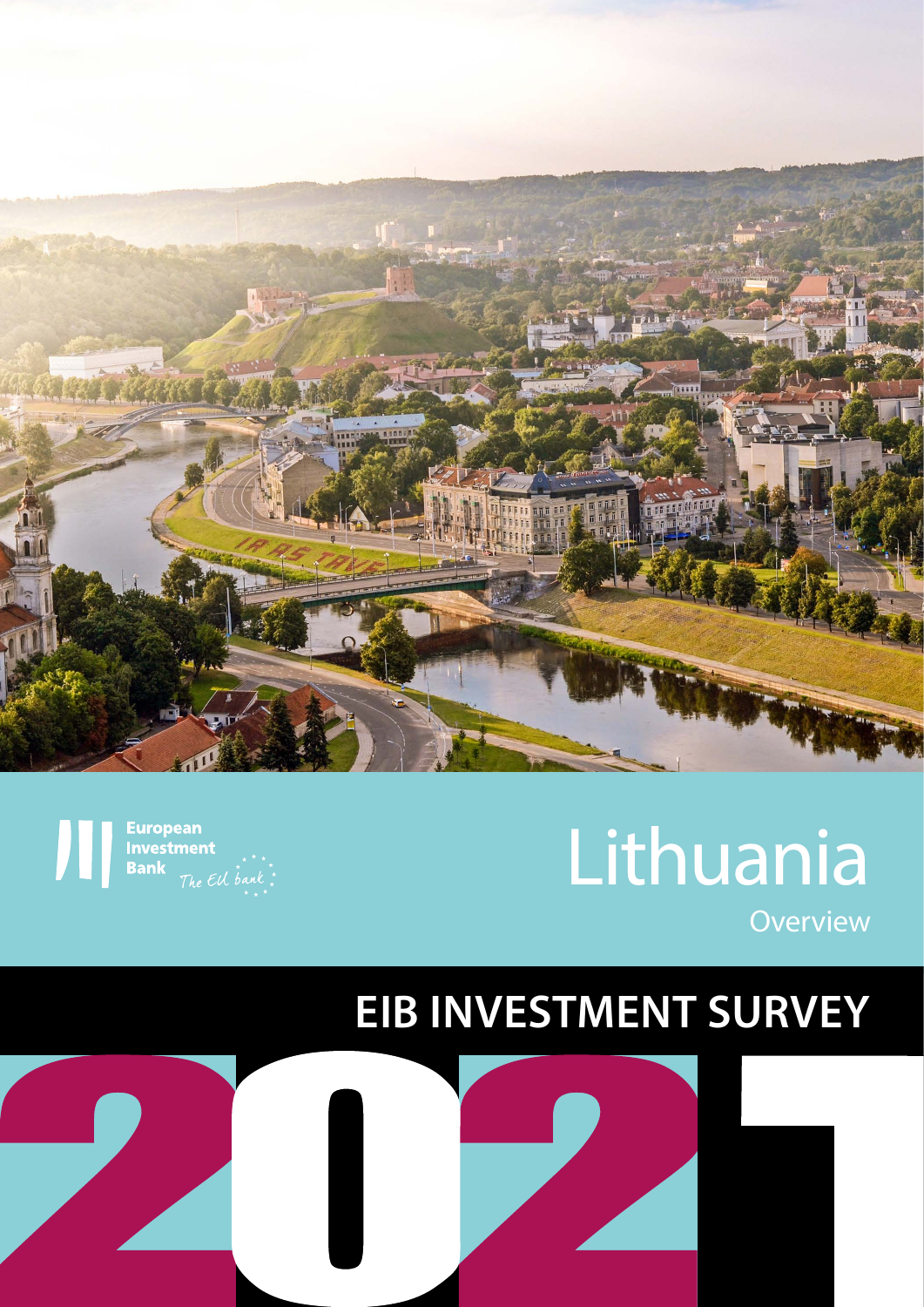European Investment Bank — The EU bank

# Lithuania

Overview

## EIB INVESTMENT SURVEY

# 2021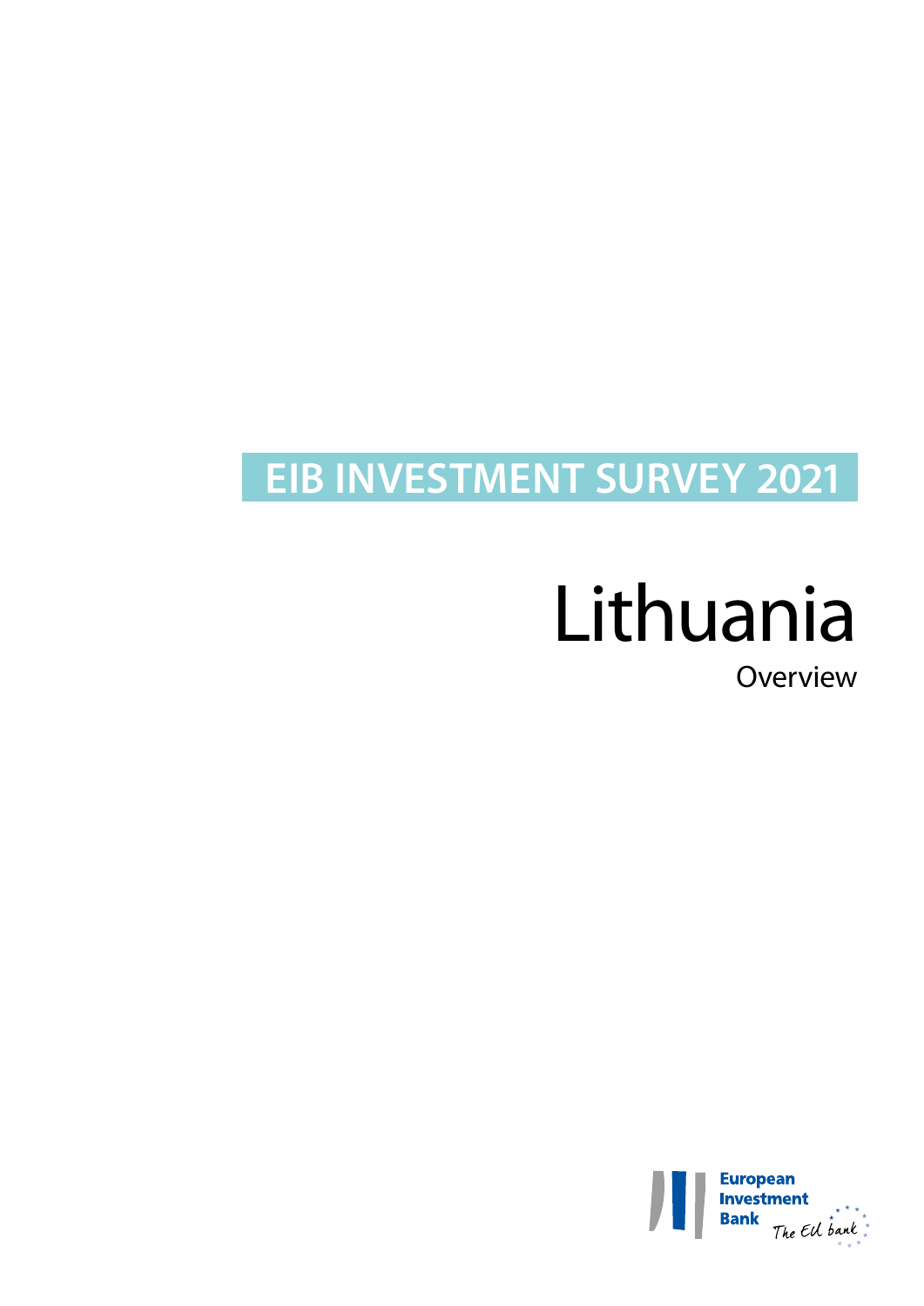# EIB INVESTMENT SURVEY 2021

# Lithuania

Overview

European Investment Bank

The EU bank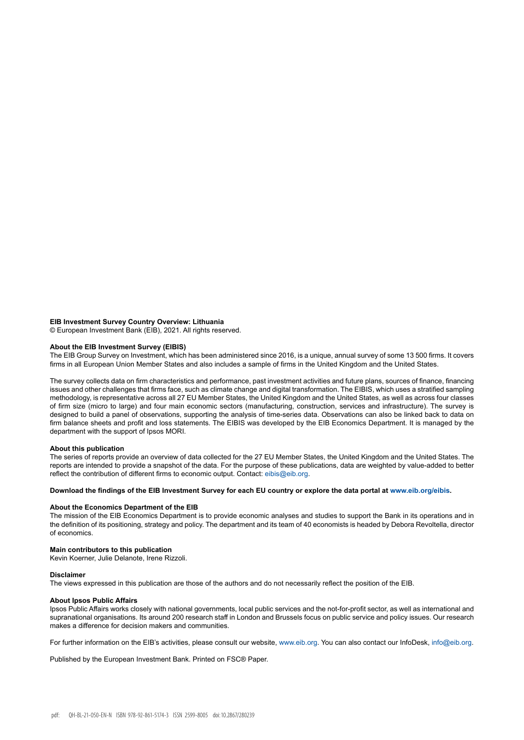**EIB Investment Survey Country Overview: Lithuania**
© European Investment Bank (EIB), 2021. All rights reserved.

**About the EIB Investment Survey (EIBIS)**
The EIB Group Survey on Investment, which has been administered since 2016, is a unique, annual survey of some 13 500 firms. It covers firms in all European Union Member States and also includes a sample of firms in the United Kingdom and the United States.

The survey collects data on firm characteristics and performance, past investment activities and future plans, sources of finance, financing issues and other challenges that firms face, such as climate change and digital transformation. The EIBIS, which uses a stratified sampling methodology, is representative across all 27 EU Member States, the United Kingdom and the United States, as well as across four classes of firm size (micro to large) and four main economic sectors (manufacturing, construction, services and infrastructure). The survey is designed to build a panel of observations, supporting the analysis of time-series data. Observations can also be linked back to data on firm balance sheets and profit and loss statements. The EIBIS was developed by the EIB Economics Department. It is managed by the department with the support of Ipsos MORI.

**About this publication**
The series of reports provide an overview of data collected for the 27 EU Member States, the United Kingdom and the United States. The reports are intended to provide a snapshot of the data. For the purpose of these publications, data are weighted by value-added to better reflect the contribution of different firms to economic output. Contact: eibis@eib.org.

**Download the findings of the EIB Investment Survey for each EU country or explore the data portal at www.eib.org/eibis.**

**About the Economics Department of the EIB**
The mission of the EIB Economics Department is to provide economic analyses and studies to support the Bank in its operations and in the definition of its positioning, strategy and policy. The department and its team of 40 economists is headed by Debora Revoltella, director of economics.

**Main contributors to this publication**
Kevin Koerner, Julie Delanote, Irene Rizzoli.

**Disclaimer**
The views expressed in this publication are those of the authors and do not necessarily reflect the position of the EIB.

**About Ipsos Public Affairs**
Ipsos Public Affairs works closely with national governments, local public services and the not-for-profit sector, as well as international and supranational organisations. Its around 200 research staff in London and Brussels focus on public service and policy issues. Our research makes a difference for decision makers and communities.

For further information on the EIB's activities, please consult our website, www.eib.org. You can also contact our InfoDesk, info@eib.org.

Published by the European Investment Bank. Printed on FSC® Paper.

pdf: QH-BL-21-050-EN-N ISBN 978-92-861-5174-3 ISSN 2599-8005 doi:10.2867/280239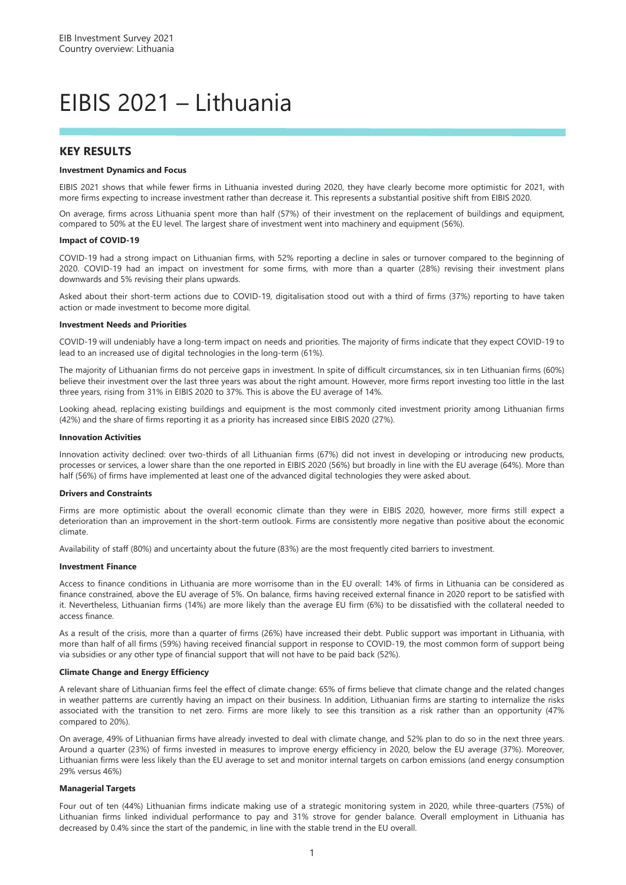# EIBIS 2021 – Lithuania

## KEY RESULTS

**Investment Dynamics and Focus**

EIBIS 2021 shows that while fewer firms in Lithuania invested during 2020, they have clearly become more optimistic for 2021, with more firms expecting to increase investment rather than decrease it. This represents a substantial positive shift from EIBIS 2020.

On average, firms across Lithuania spent more than half (57%) of their investment on the replacement of buildings and equipment, compared to 50% at the EU level. The largest share of investment went into machinery and equipment (56%).

**Impact of COVID-19**

COVID-19 had a strong impact on Lithuanian firms, with 52% reporting a decline in sales or turnover compared to the beginning of 2020. COVID-19 had an impact on investment for some firms, with more than a quarter (28%) revising their investment plans downwards and 5% revising their plans upwards.

Asked about their short-term actions due to COVID-19, digitalisation stood out with a third of firms (37%) reporting to have taken action or made investment to become more digital.

**Investment Needs and Priorities**

COVID-19 will undeniably have a long-term impact on needs and priorities. The majority of firms indicate that they expect COVID-19 to lead to an increased use of digital technologies in the long-term (61%).

The majority of Lithuanian firms do not perceive gaps in investment. In spite of difficult circumstances, six in ten Lithuanian firms (60%) believe their investment over the last three years was about the right amount. However, more firms report investing too little in the last three years, rising from 31% in EIBIS 2020 to 37%. This is above the EU average of 14%.

Looking ahead, replacing existing buildings and equipment is the most commonly cited investment priority among Lithuanian firms (42%) and the share of firms reporting it as a priority has increased since EIBIS 2020 (27%).

**Innovation Activities**

Innovation activity declined: over two-thirds of all Lithuanian firms (67%) did not invest in developing or introducing new products, processes or services, a lower share than the one reported in EIBIS 2020 (56%) but broadly in line with the EU average (64%). More than half (56%) of firms have implemented at least one of the advanced digital technologies they were asked about.

**Drivers and Constraints**

Firms are more optimistic about the overall economic climate than they were in EIBIS 2020, however, more firms still expect a deterioration than an improvement in the short-term outlook. Firms are consistently more negative than positive about the economic climate.

Availability of staff (80%) and uncertainty about the future (83%) are the most frequently cited barriers to investment.

**Investment Finance**

Access to finance conditions in Lithuania are more worrisome than in the EU overall: 14% of firms in Lithuania can be considered as finance constrained, above the EU average of 5%. On balance, firms having received external finance in 2020 report to be satisfied with it. Nevertheless, Lithuanian firms (14%) are more likely than the average EU firm (6%) to be dissatisfied with the collateral needed to access finance.

As a result of the crisis, more than a quarter of firms (26%) have increased their debt. Public support was important in Lithuania, with more than half of all firms (59%) having received financial support in response to COVID-19, the most common form of support being via subsidies or any other type of financial support that will not have to be paid back (52%).

**Climate Change and Energy Efficiency**

A relevant share of Lithuanian firms feel the effect of climate change: 65% of firms believe that climate change and the related changes in weather patterns are currently having an impact on their business. In addition, Lithuanian firms are starting to internalize the risks associated with the transition to net zero. Firms are more likely to see this transition as a risk rather than an opportunity (47% compared to 20%).

On average, 49% of Lithuanian firms have already invested to deal with climate change, and 52% plan to do so in the next three years. Around a quarter (23%) of firms invested in measures to improve energy efficiency in 2020, below the EU average (37%). Moreover, Lithuanian firms were less likely than the EU average to set and monitor internal targets on carbon emissions (and energy consumption 29% versus 46%)

**Managerial Targets**

Four out of ten (44%) Lithuanian firms indicate making use of a strategic monitoring system in 2020, while three-quarters (75%) of Lithuanian firms linked individual performance to pay and 31% strove for gender balance. Overall employment in Lithuania has decreased by 0.4% since the start of the pandemic, in line with the stable trend in the EU overall.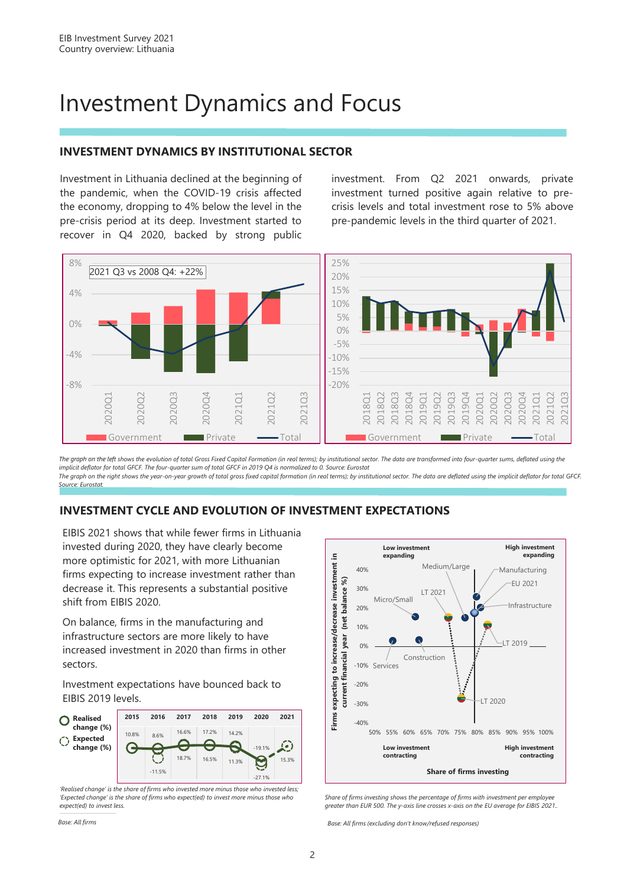# Investment Dynamics and Focus

## INVESTMENT DYNAMICS BY INSTITUTIONAL SECTOR

Investment in Lithuania declined at the beginning of the pandemic, when the COVID-19 crisis affected the economy, dropping to 4% below the level in the pre-crisis period at its deep. Investment started to recover in Q4 2020, backed by strong public investment. From Q2 2021 onwards, private investment turned positive again relative to pre-crisis levels and total investment rose to 5% above pre-pandemic levels in the third quarter of 2021.

*The graph on the left shows the evolution of total Gross Fixed Capital Formation (in real terms); by institutional sector. The data are transformed into four-quarter sums, deflated using the implicit deflator for total GFCF. The four-quarter sum of total GFCF in 2019 Q4 is normalized to 0. Source: Eurostat*

*The graph on the right shows the year-on-year growth of total gross fixed capital formation (in real terms); by institutional sector. The data are deflated using the implicit deflator for total GFCF. Source: Eurostat.*

## INVESTMENT CYCLE AND EVOLUTION OF INVESTMENT EXPECTATIONS

EIBIS 2021 shows that while fewer firms in Lithuania invested during 2020, they have clearly become more optimistic for 2021, with more Lithuanian firms expecting to increase investment rather than decrease it. This represents a substantial positive shift from EIBIS 2020.

On balance, firms in the manufacturing and infrastructure sectors are more likely to have increased investment in 2020 than firms in other sectors.

Investment expectations have bounced back to EIBIS 2019 levels.

| | 2015 | 2016 | 2017 | 2018 | 2019 | 2020 | 2021 |
|---|---|---|---|---|---|---|---|
| Realised change (%) | 10.8% | 8.6% | 16.6% | 17.2% | 14.2% | -27.1% | |
| Expected change (%) | | -11.5% | 18.7% | 16.5% | 11.3% | -19.1% | 15.3% |

*'Realised change' is the share of firms who invested more minus those who invested less; 'Expected change' is the share of firms who expect(ed) to invest more minus those who expect(ed) to invest less.*

*Base: All firms*

*Share of firms investing shows the percentage of firms with investment per employee greater than EUR 500. The y-axis line crosses x-axis on the EU average for EIBIS 2021.*

*Base: All firms (excluding don't know/refused responses)*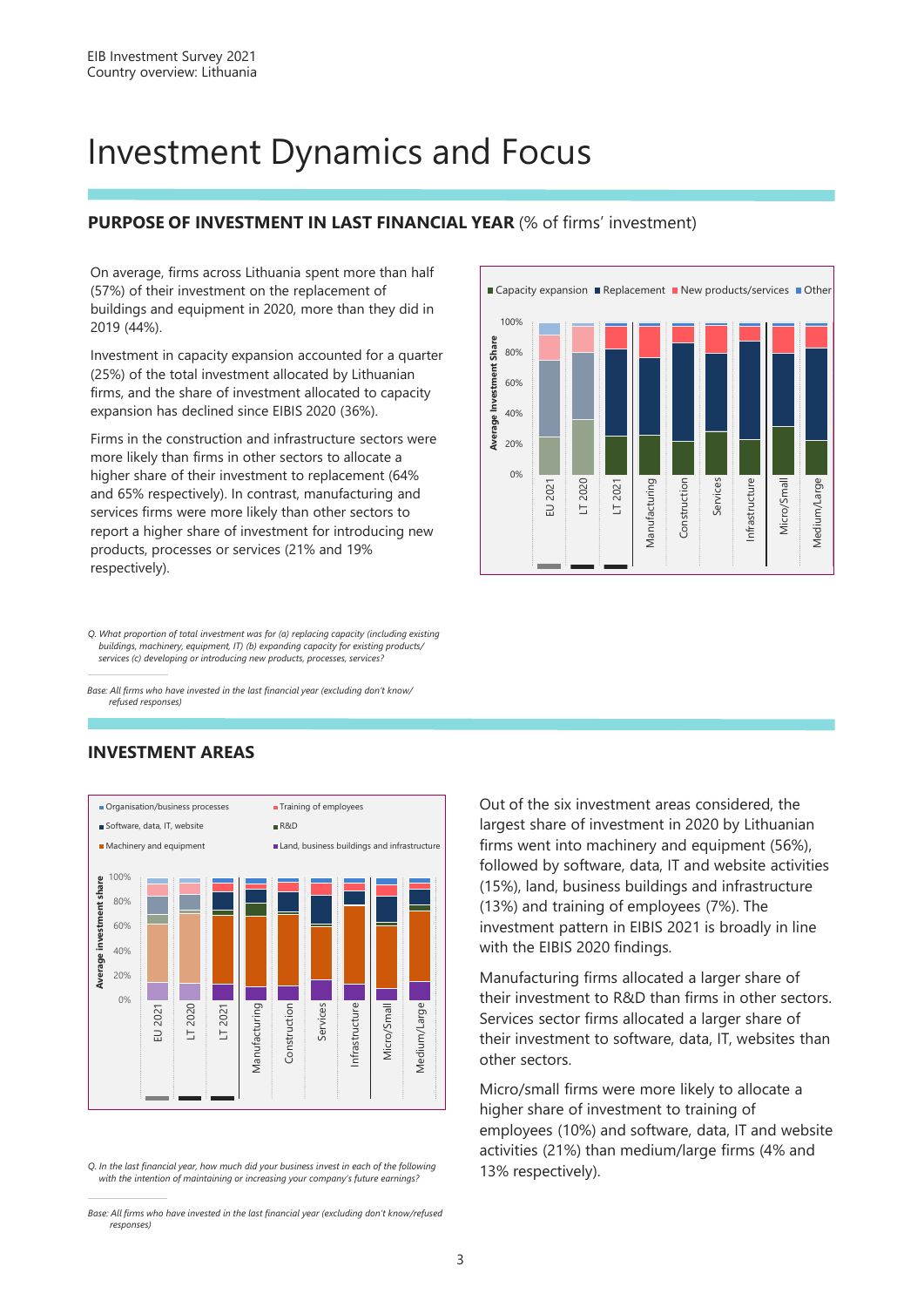// Investment Dynamics and Focus

## PURPOSE OF INVESTMENT IN LAST FINANCIAL YEAR (% of firms' investment)

On average, firms across Lithuania spent more than half (57%) of their investment on the replacement of buildings and equipment in 2020, more than they did in 2019 (44%).

Investment in capacity expansion accounted for a quarter (25%) of the total investment allocated by Lithuanian firms, and the share of investment allocated to capacity expansion has declined since EIBIS 2020 (36%).

Firms in the construction and infrastructure sectors were more likely than firms in other sectors to allocate a higher share of their investment to replacement (64% and 65% respectively). In contrast, manufacturing and services firms were more likely than other sectors to report a higher share of investment for introducing new products, processes or services (21% and 19% respectively).

*Q. What proportion of total investment was for (a) replacing capacity (including existing buildings, machinery, equipment, IT) (b) expanding capacity for existing products/ services (c) developing or introducing new products, processes, services?*

*Base: All firms who have invested in the last financial year (excluding don't know/ refused responses)*

## INVESTMENT AREAS

Out of the six investment areas considered, the largest share of investment in 2020 by Lithuanian firms went into machinery and equipment (56%), followed by software, data, IT and website activities (15%), land, business buildings and infrastructure (13%) and training of employees (7%). The investment pattern in EIBIS 2021 is broadly in line with the EIBIS 2020 findings.

Manufacturing firms allocated a larger share of their investment to R&D than firms in other sectors. Services sector firms allocated a larger share of their investment to software, data, IT, websites than other sectors.

Micro/small firms were more likely to allocate a higher share of investment to training of employees (10%) and software, data, IT and website activities (21%) than medium/large firms (4% and 13% respectively).

*Q. In the last financial year, how much did your business invest in each of the following with the intention of maintaining or increasing your company's future earnings?*

*Base: All firms who have invested in the last financial year (excluding don't know/refused responses)*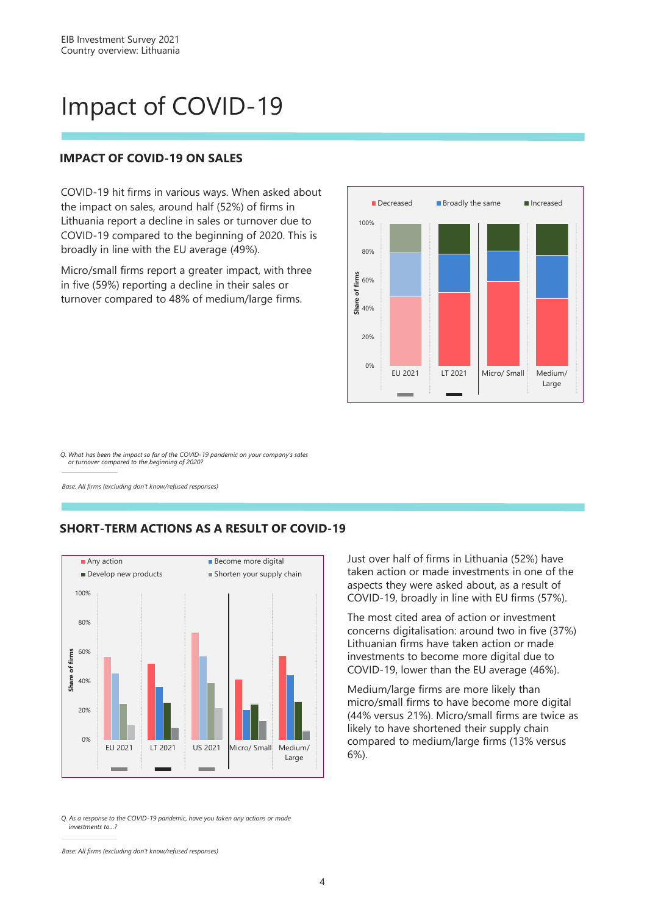# Impact of COVID-19

## IMPACT OF COVID-19 ON SALES

COVID-19 hit firms in various ways. When asked about the impact on sales, around half (52%) of firms in Lithuania report a decline in sales or turnover due to COVID-19 compared to the beginning of 2020. This is broadly in line with the EU average (49%).

Micro/small firms report a greater impact, with three in five (59%) reporting a decline in their sales or turnover compared to 48% of medium/large firms.

*Q. What has been the impact so far of the COVID-19 pandemic on your company's sales or turnover compared to the beginning of 2020?*

*Base: All firms (excluding don't know/refused responses)*

## SHORT-TERM ACTIONS AS A RESULT OF COVID-19

Just over half of firms in Lithuania (52%) have taken action or made investments in one of the aspects they were asked about, as a result of COVID-19, broadly in line with EU firms (57%).

The most cited area of action or investment concerns digitalisation: around two in five (37%) Lithuanian firms have taken action or made investments to become more digital due to COVID-19, lower than the EU average (46%).

Medium/large firms are more likely than micro/small firms to have become more digital (44% versus 21%). Micro/small firms are twice as likely to have shortened their supply chain compared to medium/large firms (13% versus 6%).

*Q. As a response to the COVID-19 pandemic, have you taken any actions or made investments to...?*

*Base: All firms (excluding don't know/refused responses)*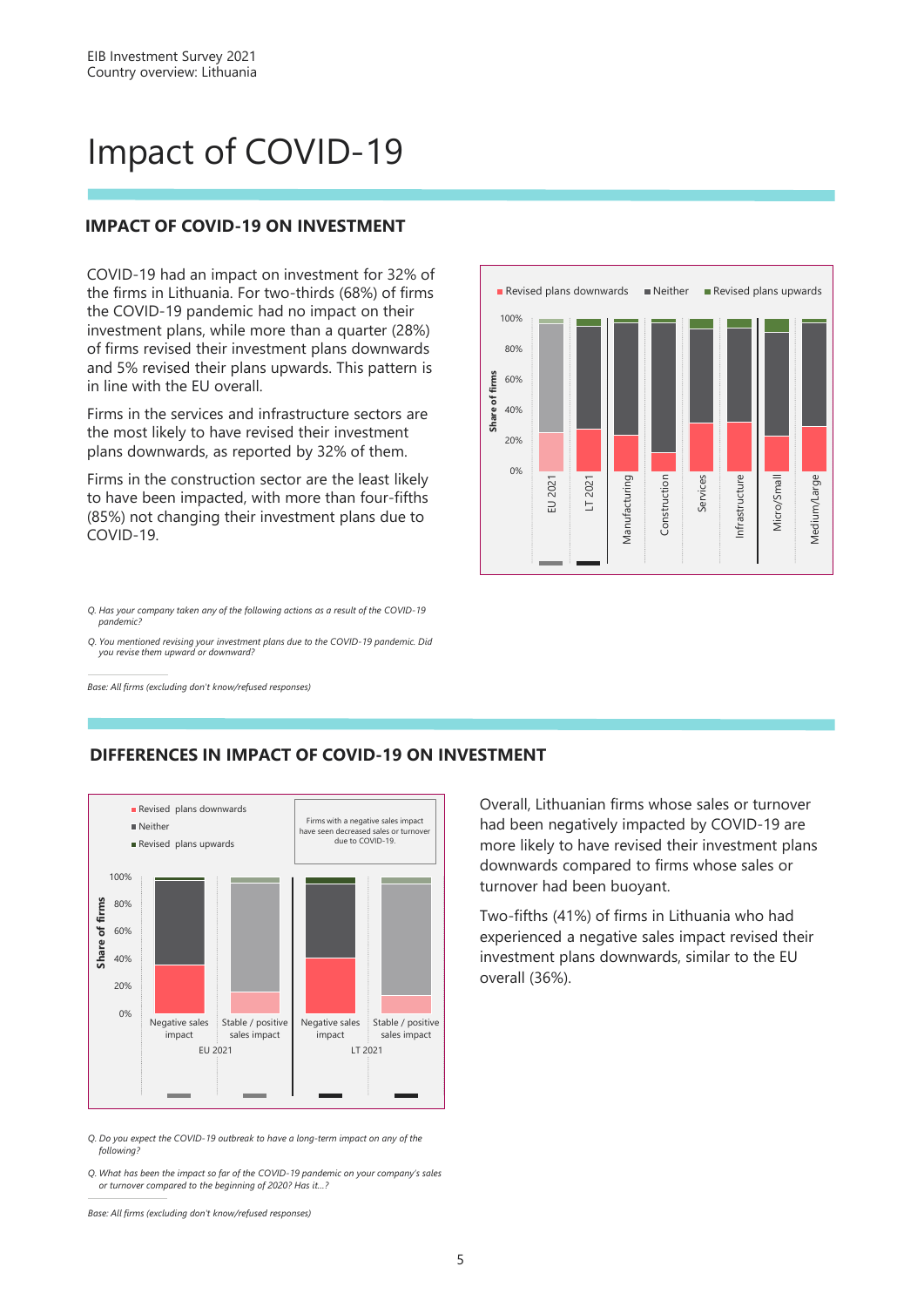# Impact of COVID-19

## IMPACT OF COVID-19 ON INVESTMENT

COVID-19 had an impact on investment for 32% of the firms in Lithuania. For two-thirds (68%) of firms the COVID-19 pandemic had no impact on their investment plans, while more than a quarter (28%) of firms revised their investment plans downwards and 5% revised their plans upwards. This pattern is in line with the EU overall.

Firms in the services and infrastructure sectors are the most likely to have revised their investment plans downwards, as reported by 32% of them.

Firms in the construction sector are the least likely to have been impacted, with more than four-fifths (85%) not changing their investment plans due to COVID-19.

Revised plans downwards ■ Neither ■ Revised plans upwards

Share of firms: 100%, 80%, 60%, 40%, 20%, 0%

EU 2021, LT 2021, Manufacturing, Construction, Services, Infrastructure, Micro/Small, Medium/Large

*Q. Has your company taken any of the following actions as a result of the COVID-19 pandemic?*

*Q. You mentioned revising your investment plans due to the COVID-19 pandemic. Did you revise them upward or downward?*

*Base: All firms (excluding don't know/refused responses)*

## DIFFERENCES IN IMPACT OF COVID-19 ON INVESTMENT

Revised plans downwards ■ Neither ■ Revised plans upwards

Firms with a negative sales impact have seen decreased sales or turnover due to COVID-19.

Share of firms: 100%, 80%, 60%, 40%, 20%, 0%

EU 2021: Negative sales impact, Stable / positive sales impact; LT 2021: Negative sales impact, Stable / positive sales impact

Overall, Lithuanian firms whose sales or turnover had been negatively impacted by COVID-19 are more likely to have revised their investment plans downwards compared to firms whose sales or turnover had been buoyant.

Two-fifths (41%) of firms in Lithuania who had experienced a negative sales impact revised their investment plans downwards, similar to the EU overall (36%).

*Q. Do you expect the COVID-19 outbreak to have a long-term impact on any of the following?*

*Q. What has been the impact so far of the COVID-19 pandemic on your company's sales or turnover compared to the beginning of 2020? Has it...?*

*Base: All firms (excluding don't know/refused responses)*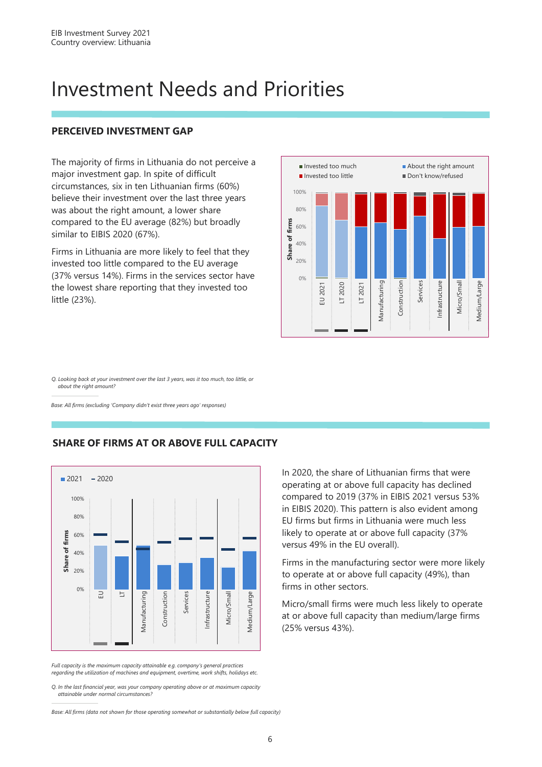# Investment Needs and Priorities

## PERCEIVED INVESTMENT GAP

The majority of firms in Lithuania do not perceive a major investment gap. In spite of difficult circumstances, six in ten Lithuanian firms (60%) believe their investment over the last three years was about the right amount, a lower share compared to the EU average (82%) but broadly similar to EIBIS 2020 (67%).

Firms in Lithuania are more likely to feel that they invested too little compared to the EU average (37% versus 14%). Firms in the services sector have the lowest share reporting that they invested too little (23%).

*Q. Looking back at your investment over the last 3 years, was it too much, too little, or about the right amount?*

*Base: All firms (excluding 'Company didn't exist three years ago' responses)*

## SHARE OF FIRMS AT OR ABOVE FULL CAPACITY

In 2020, the share of Lithuanian firms that were operating at or above full capacity has declined compared to 2019 (37% in EIBIS 2021 versus 53% in EIBIS 2020). This pattern is also evident among EU firms but firms in Lithuania were much less likely to operate at or above full capacity (37% versus 49% in the EU overall).

Firms in the manufacturing sector were more likely to operate at or above full capacity (49%), than firms in other sectors.

Micro/small firms were much less likely to operate at or above full capacity than medium/large firms (25% versus 43%).

*Full capacity is the maximum capacity attainable e.g. company's general practices regarding the utilization of machines and equipment, overtime, work shifts, holidays etc.*

*Q. In the last financial year, was your company operating above or at maximum capacity attainable under normal circumstances?*

*Base: All firms (data not shown for those operating somewhat or substantially below full capacity)*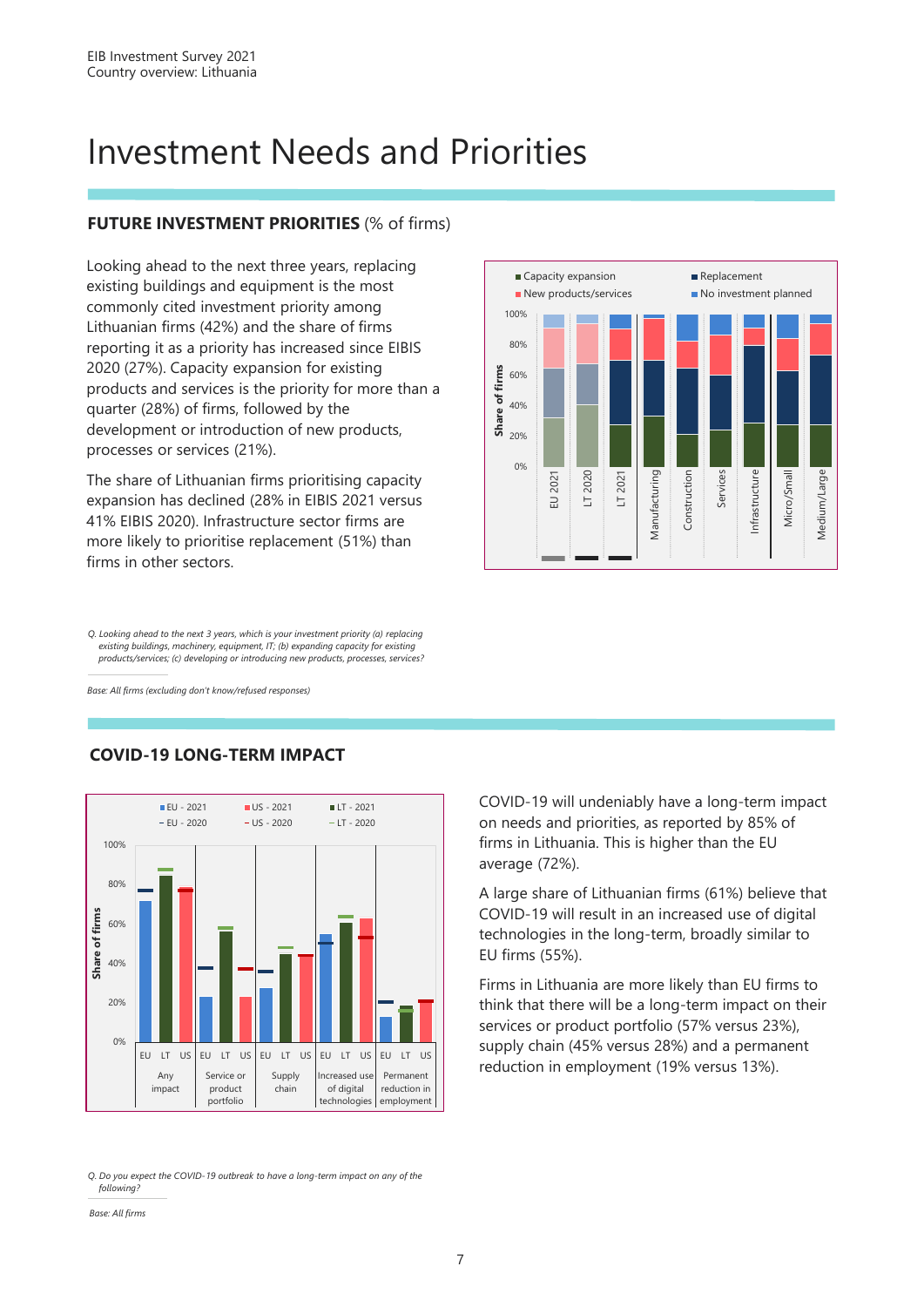# Investment Needs and Priorities

## FUTURE INVESTMENT PRIORITIES (% of firms)

Looking ahead to the next three years, replacing existing buildings and equipment is the most commonly cited investment priority among Lithuanian firms (42%) and the share of firms reporting it as a priority has increased since EIBIS 2020 (27%). Capacity expansion for existing products and services is the priority for more than a quarter (28%) of firms, followed by the development or introduction of new products, processes or services (21%).

The share of Lithuanian firms prioritising capacity expansion has declined (28% in EIBIS 2021 versus 41% EIBIS 2020). Infrastructure sector firms are more likely to prioritise replacement (51%) than firms in other sectors.

*Q. Looking ahead to the next 3 years, which is your investment priority (a) replacing existing buildings, machinery, equipment, IT; (b) expanding capacity for existing products/services; (c) developing or introducing new products, processes, services?*

*Base: All firms (excluding don't know/refused responses)*

## COVID-19 LONG-TERM IMPACT

COVID-19 will undeniably have a long-term impact on needs and priorities, as reported by 85% of firms in Lithuania. This is higher than the EU average (72%).

A large share of Lithuanian firms (61%) believe that COVID-19 will result in an increased use of digital technologies in the long-term, broadly similar to EU firms (55%).

Firms in Lithuania are more likely than EU firms to think that there will be a long-term impact on their services or product portfolio (57% versus 23%), supply chain (45% versus 28%) and a permanent reduction in employment (19% versus 13%).

*Q. Do you expect the COVID-19 outbreak to have a long-term impact on any of the following?*

*Base: All firms*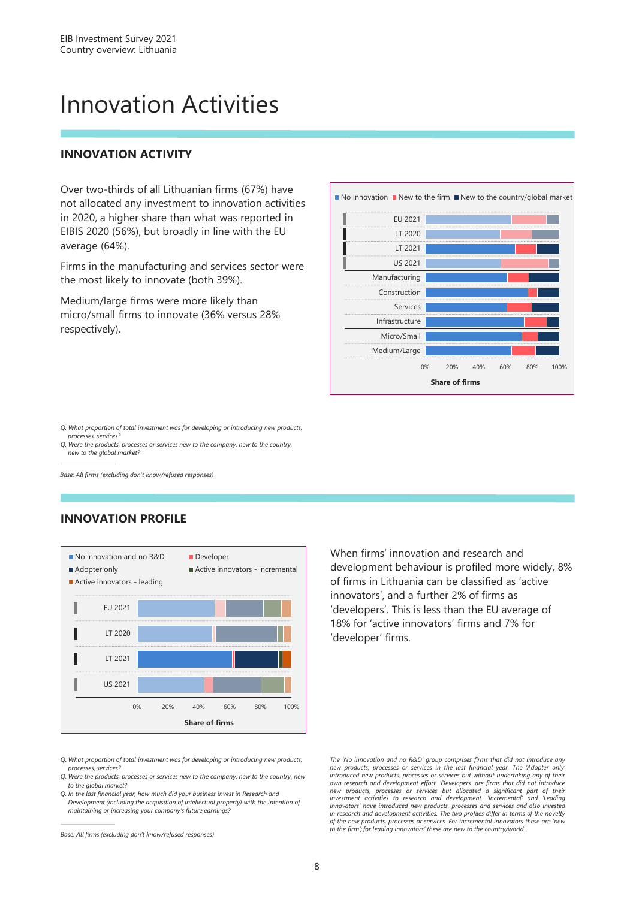# Innovation Activities

## INNOVATION ACTIVITY

Over two-thirds of all Lithuanian firms (67%) have not allocated any investment to innovation activities in 2020, a higher share than what was reported in EIBIS 2020 (56%), but broadly in line with the EU average (64%).

Firms in the manufacturing and services sector were the most likely to innovate (both 39%).

Medium/large firms were more likely than micro/small firms to innovate (36% versus 28% respectively).

No Innovation | New to the firm | New to the country/global market

EU 2021, LT 2020, LT 2021, US 2021, Manufacturing, Construction, Services, Infrastructure, Micro/Small, Medium/Large

0% 20% 40% 60% 80% 100%

Share of firms

*Q. What proportion of total investment was for developing or introducing new products, processes, services?*

*Q. Were the products, processes or services new to the company, new to the country, new to the global market?*

*Base: All firms (excluding don't know/refused responses)*

## INNOVATION PROFILE

No innovation and no R&D | Developer | Adopter only | Active innovators - incremental | Active innovators - leading

EU 2021, LT 2020, LT 2021, US 2021

0% 20% 40% 60% 80% 100%

Share of firms

When firms' innovation and research and development behaviour is profiled more widely, 8% of firms in Lithuania can be classified as 'active innovators', and a further 2% of firms as 'developers'. This is less than the EU average of 18% for 'active innovators' firms and 7% for 'developer' firms.

*Q. What proportion of total investment was for developing or introducing new products, processes, services?*

*Q. Were the products, processes or services new to the company, new to the country, new to the global market?*

*Q. In the last financial year, how much did your business invest in Research and Development (including the acquisition of intellectual property) with the intention of maintaining or increasing your company's future earnings?*

*Base: All firms (excluding don't know/refused responses)*

*The 'No innovation and no R&D' group comprises firms that did not introduce any new products, processes or services in the last financial year. The 'Adopter only' introduced new products, processes or services but without undertaking any of their own research and development effort. 'Developers' are firms that did not introduce new products, processes or services but allocated a significant part of their investment activities to research and development. 'Incremental' and 'Leading innovators' have introduced new products, processes and services and also invested in research and development activities. The two profiles differ in terms of the novelty of the new products, processes or services. For incremental innovators these are 'new to the firm'; for leading innovators' these are new to the country/world'.*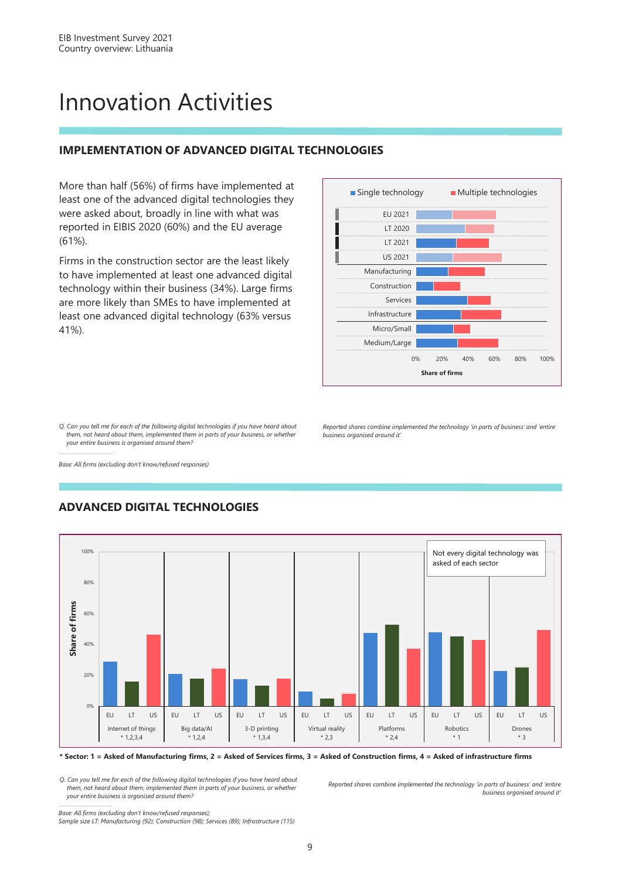# Innovation Activities

## IMPLEMENTATION OF ADVANCED DIGITAL TECHNOLOGIES

More than half (56%) of firms have implemented at least one of the advanced digital technologies they were asked about, broadly in line with what was reported in EIBIS 2020 (60%) and the EU average (61%).

Firms in the construction sector are the least likely to have implemented at least one advanced digital technology within their business (34%). Large firms are more likely than SMEs to have implemented at least one advanced digital technology (63% versus 41%).

Single technology | Multiple technologies

EU 2021
LT 2020
LT 2021
US 2021
Manufacturing
Construction
Services
Infrastructure
Micro/Small
Medium/Large

0% 20% 40% 60% 80% 100%

Share of firms

*Q. Can you tell me for each of the following digital technologies if you have heard about them, not heard about them, implemented them in parts of your business, or whether your entire business is organised around them?*

*Reported shares combine implemented the technology 'in parts of business' and 'entire business organised around it'*

*Base: All firms (excluding don't know/refused responses)*

## ADVANCED DIGITAL TECHNOLOGIES

Not every digital technology was asked of each sector

Share of firms

100%
80%
60%
40%
20%
0%

EU LT US — Internet of things * 1,2,3,4
EU LT US — Big data/AI * 1,2,4
EU LT US — 3-D printing * 1,3,4
EU LT US — Virtual reality * 2,3
EU LT US — Platforms * 2,4
EU LT US — Robotics * 1
EU LT US — Drones * 3

**\* Sector: 1 = Asked of Manufacturing firms, 2 = Asked of Services firms, 3 = Asked of Construction firms, 4 = Asked of infrastructure firms**

*Q. Can you tell me for each of the following digital technologies if you have heard about them, not heard about them, implemented them in parts of your business, or whether your entire business is organised around them?*

*Reported shares combine implemented the technology 'in parts of business' and 'entire business organised around it'*

*Base: All firms (excluding don't know/refused responses);*
*Sample size LT: Manufacturing (92); Construction (98); Services (89); Infrastructure (115)*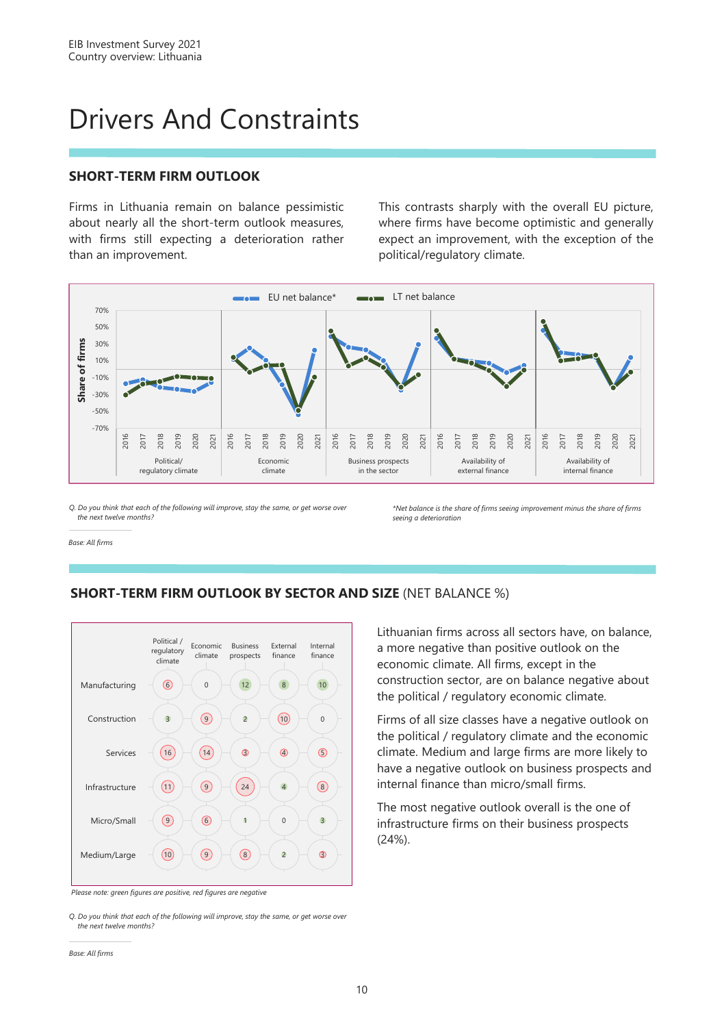# Drivers And Constraints

## SHORT-TERM FIRM OUTLOOK

Firms in Lithuania remain on balance pessimistic about nearly all the short-term outlook measures, with firms still expecting a deterioration rather than an improvement.

This contrasts sharply with the overall EU picture, where firms have become optimistic and generally expect an improvement, with the exception of the political/regulatory climate.

*Q. Do you think that each of the following will improve, stay the same, or get worse over the next twelve months?*

*\*Net balance is the share of firms seeing improvement minus the share of firms seeing a deterioration*

*Base: All firms*

## SHORT-TERM FIRM OUTLOOK BY SECTOR AND SIZE (NET BALANCE %)

| | Political / regulatory climate | Economic climate | Business prospects | External finance | Internal finance |
|---|---|---|---|---|---|
| Manufacturing | 6 | 0 | 12 | 8 | 10 |
| Construction | 3 | 9 | 2 | 10 | 0 |
| Services | 16 | 14 | 3 | 4 | 5 |
| Infrastructure | 11 | 9 | 24 | 4 | 8 |
| Micro/Small | 9 | 6 | 1 | 0 | 3 |
| Medium/Large | 10 | 9 | 8 | 2 | 3 |

*Please note: green figures are positive, red figures are negative*

*Q. Do you think that each of the following will improve, stay the same, or get worse over the next twelve months?*

*Base: All firms*

Lithuanian firms across all sectors have, on balance, a more negative than positive outlook on the economic climate. All firms, except in the construction sector, are on balance negative about the political / regulatory economic climate.

Firms of all size classes have a negative outlook on the political / regulatory climate and the economic climate. Medium and large firms are more likely to have a negative outlook on business prospects and internal finance than micro/small firms.

The most negative outlook overall is the one of infrastructure firms on their business prospects (24%).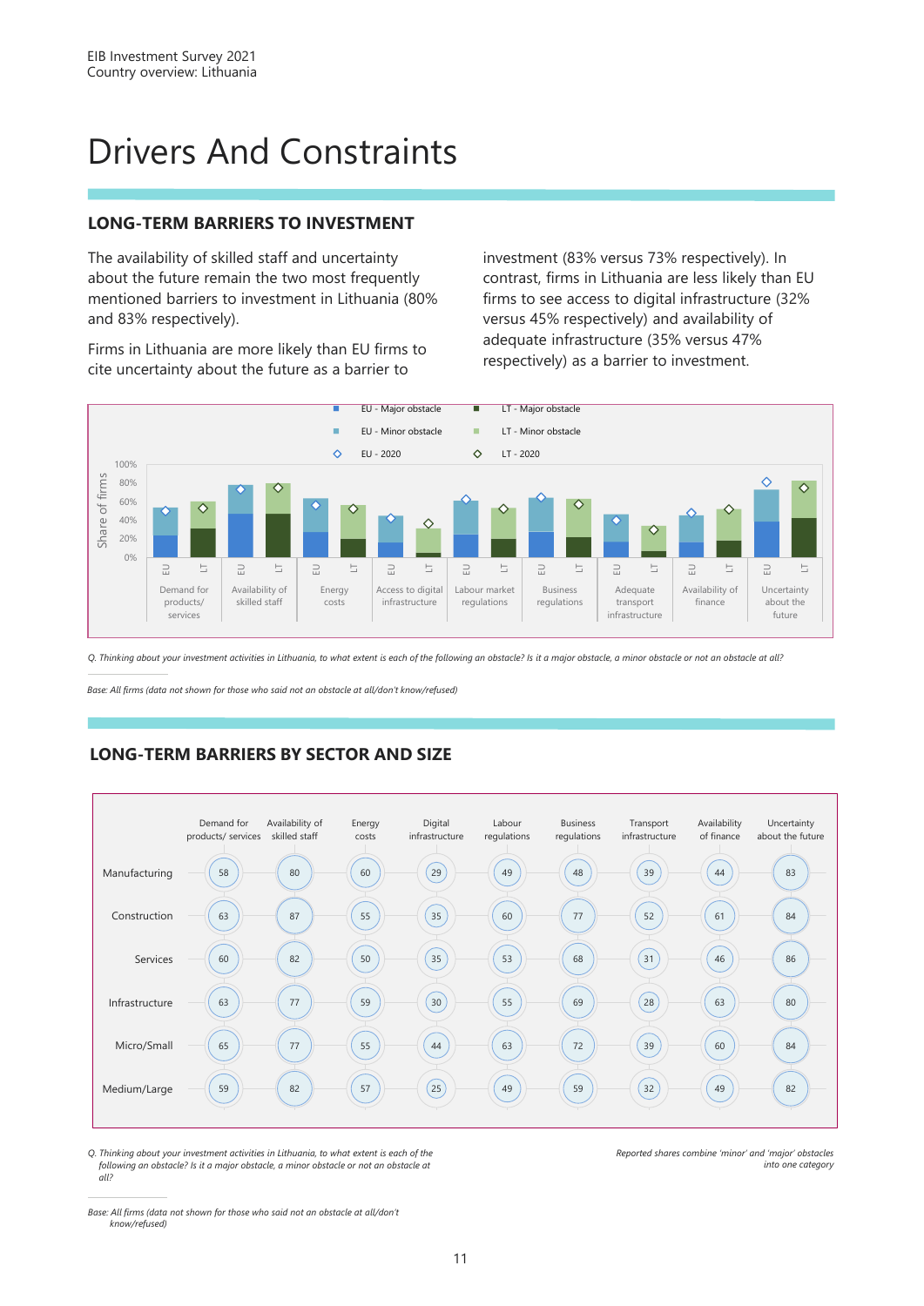# Drivers And Constraints

## LONG-TERM BARRIERS TO INVESTMENT

The availability of skilled staff and uncertainty about the future remain the two most frequently mentioned barriers to investment in Lithuania (80% and 83% respectively).

Firms in Lithuania are more likely than EU firms to cite uncertainty about the future as a barrier to investment (83% versus 73% respectively). In contrast, firms in Lithuania are less likely than EU firms to see access to digital infrastructure (32% versus 45% respectively) and availability of adequate infrastructure (35% versus 47% respectively) as a barrier to investment.

*Q. Thinking about your investment activities in Lithuania, to what extent is each of the following an obstacle? Is it a major obstacle, a minor obstacle or not an obstacle at all?*

*Base: All firms (data not shown for those who said not an obstacle at all/don't know/refused)*

## LONG-TERM BARRIERS BY SECTOR AND SIZE

| | Demand for products/ services | Availability of skilled staff | Energy costs | Digital infrastructure | Labour regulations | Business regulations | Transport infrastructure | Availability of finance | Uncertainty about the future |
|---|---|---|---|---|---|---|---|---|---|
| Manufacturing | 58 | 80 | 60 | 29 | 49 | 48 | 39 | 44 | 83 |
| Construction | 63 | 87 | 55 | 35 | 60 | 77 | 52 | 61 | 84 |
| Services | 60 | 82 | 50 | 35 | 53 | 68 | 31 | 46 | 86 |
| Infrastructure | 63 | 77 | 59 | 30 | 55 | 69 | 28 | 63 | 80 |
| Micro/Small | 65 | 77 | 55 | 44 | 63 | 72 | 39 | 60 | 84 |
| Medium/Large | 59 | 82 | 57 | 25 | 49 | 59 | 32 | 49 | 82 |

*Q. Thinking about your investment activities in Lithuania, to what extent is each of the following an obstacle? Is it a major obstacle, a minor obstacle or not an obstacle at all?*

*Reported shares combine 'minor' and 'major' obstacles into one category*

*Base: All firms (data not shown for those who said not an obstacle at all/don't know/refused)*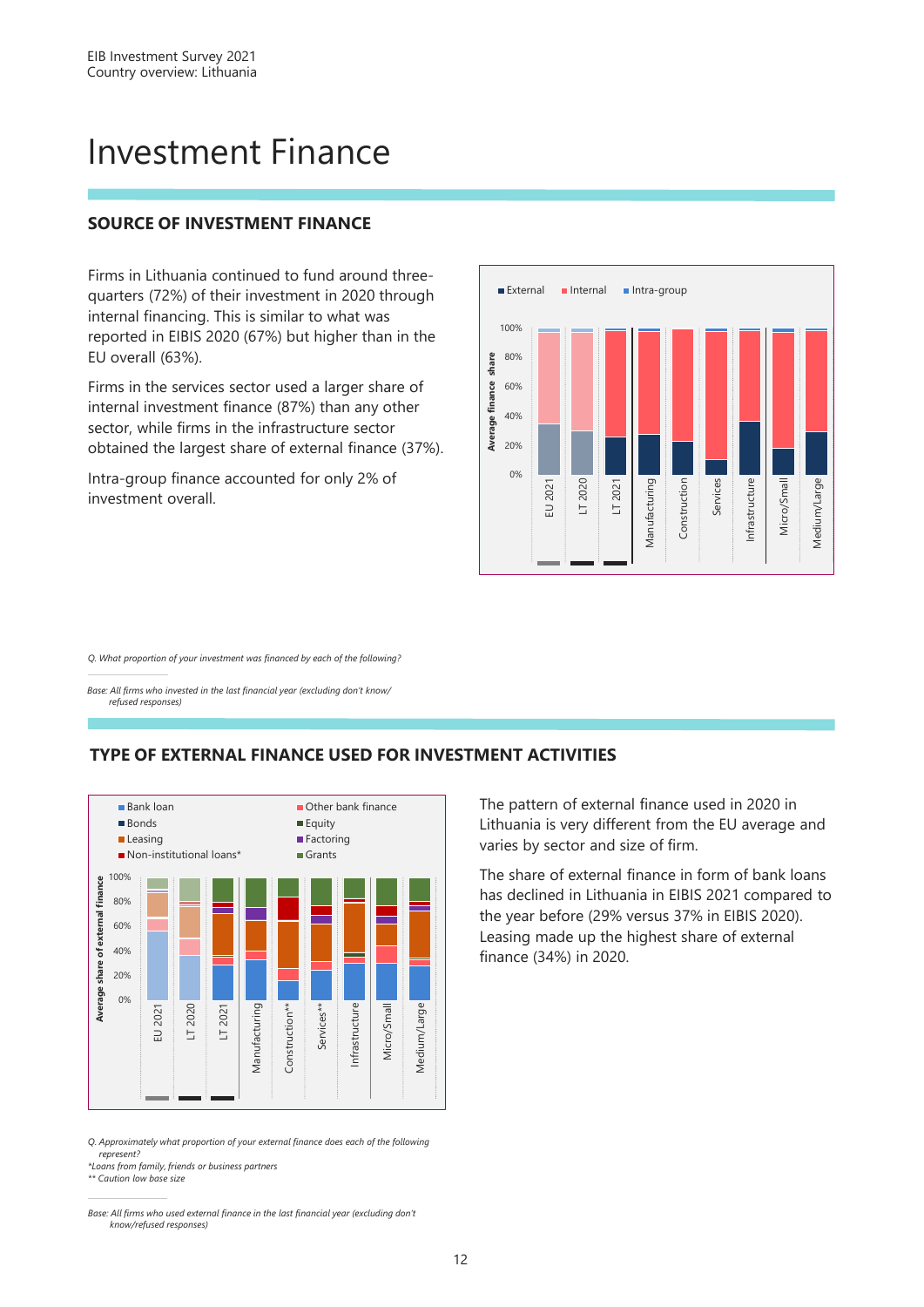# Investment Finance

## SOURCE OF INVESTMENT FINANCE

Firms in Lithuania continued to fund around three-quarters (72%) of their investment in 2020 through internal financing. This is similar to what was reported in EIBIS 2020 (67%) but higher than in the EU overall (63%).

Firms in the services sector used a larger share of internal investment finance (87%) than any other sector, while firms in the infrastructure sector obtained the largest share of external finance (37%).

Intra-group finance accounted for only 2% of investment overall.

*Q. What proportion of your investment was financed by each of the following?*

*Base: All firms who invested in the last financial year (excluding don't know/ refused responses)*

## TYPE OF EXTERNAL FINANCE USED FOR INVESTMENT ACTIVITIES

The pattern of external finance used in 2020 in Lithuania is very different from the EU average and varies by sector and size of firm.

The share of external finance in form of bank loans has declined in Lithuania in EIBIS 2021 compared to the year before (29% versus 37% in EIBIS 2020). Leasing made up the highest share of external finance (34%) in 2020.

*Q. Approximately what proportion of your external finance does each of the following represent?*
*\*Loans from family, friends or business partners*
*\*\* Caution low base size*

*Base: All firms who used external finance in the last financial year (excluding don't know/refused responses)*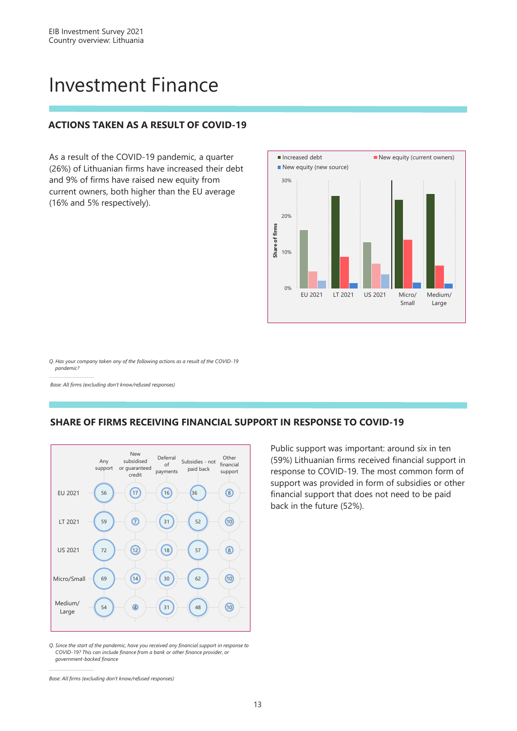# Investment Finance

## ACTIONS TAKEN AS A RESULT OF COVID-19

As a result of the COVID-19 pandemic, a quarter (26%) of Lithuanian firms have increased their debt and 9% of firms have raised new equity from current owners, both higher than the EU average (16% and 5% respectively).

*Q. Has your company taken any of the following actions as a result of the COVID-19 pandemic?*

*Base: All firms (excluding don't know/refused responses)*

## SHARE OF FIRMS RECEIVING FINANCIAL SUPPORT IN RESPONSE TO COVID-19

| | Any support | New subsidised or guaranteed credit | Deferral of payments | Subsidies - not paid back | Other financial support |
|---|---|---|---|---|---|
| EU 2021 | 56 | 17 | 16 | 36 | 8 |
| LT 2021 | 59 | 7 | 31 | 52 | 10 |
| US 2021 | 72 | 12 | 18 | 57 | 8 |
| Micro/Small | 69 | 14 | 30 | 62 | 10 |
| Medium/ Large | 54 | 4 | 31 | 48 | 10 |

*Q. Since the start of the pandemic, have you received any financial support in response to COVID-19? This can include finance from a bank or other finance provider, or government-backed finance*

*Base: All firms (excluding don't know/refused responses)*

Public support was important: around six in ten (59%) Lithuanian firms received financial support in response to COVID-19. The most common form of support was provided in form of subsidies or other financial support that does not need to be paid back in the future (52%).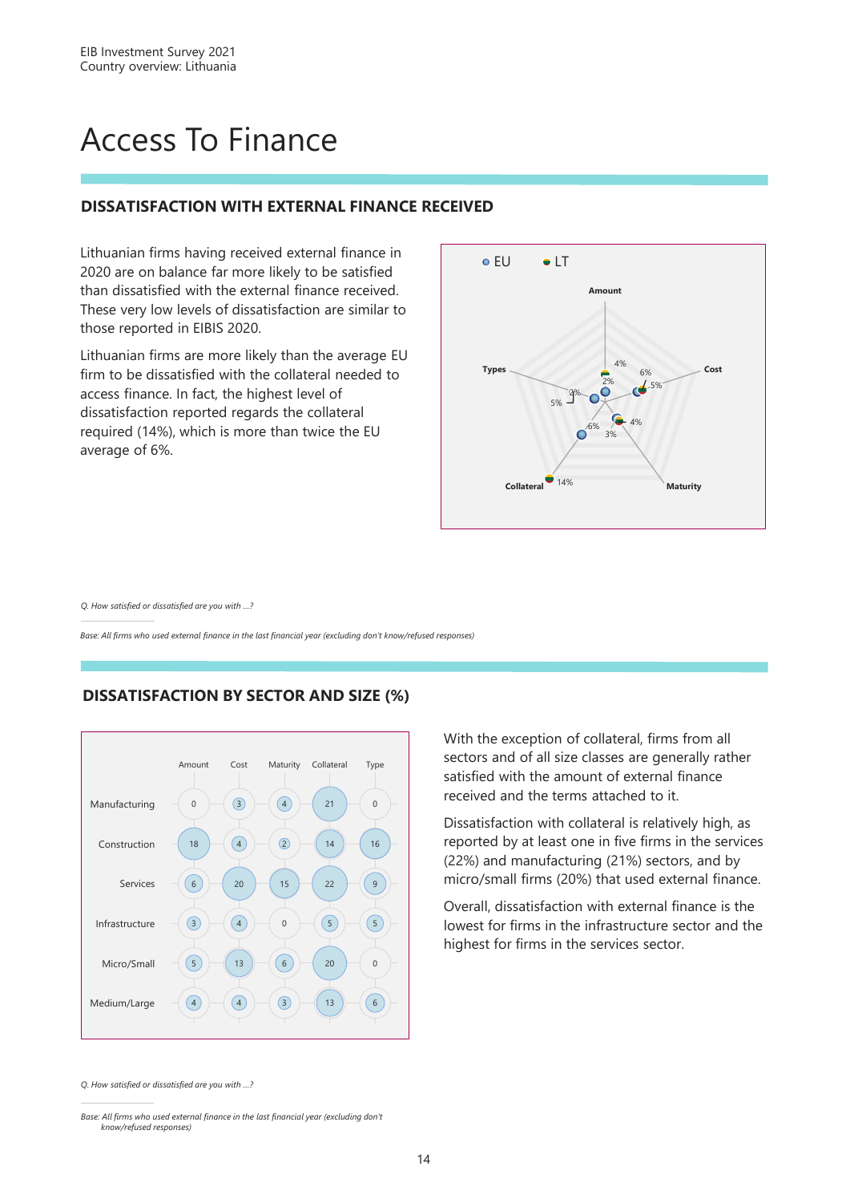# Access To Finance

## DISSATISFACTION WITH EXTERNAL FINANCE RECEIVED

Lithuanian firms having received external finance in 2020 are on balance far more likely to be satisfied than dissatisfied with the external finance received. These very low levels of dissatisfaction are similar to those reported in EIBIS 2020.

Lithuanian firms are more likely than the average EU firm to be dissatisfied with the collateral needed to access finance. In fact, the highest level of dissatisfaction reported regards the collateral required (14%), which is more than twice the EU average of 6%.

| | EU | LT |
|---|---|---|
| Amount | 4% | 2% |
| Cost | 6% | 5% |
| Maturity | 4% | 3% |
| Collateral | 6% | 14% |
| Types | 5% | 0% |

*Q. How satisfied or dissatisfied are you with ...?*

*Base: All firms who used external finance in the last financial year (excluding don't know/refused responses)*

## DISSATISFACTION BY SECTOR AND SIZE (%)

| | Amount | Cost | Maturity | Collateral | Type |
|---|---|---|---|---|---|
| Manufacturing | 0 | 3 | 4 | 21 | 0 |
| Construction | 18 | 4 | 2 | 14 | 16 |
| Services | 6 | 20 | 15 | 22 | 9 |
| Infrastructure | 3 | 4 | 0 | 5 | 5 |
| Micro/Small | 5 | 13 | 6 | 20 | 0 |
| Medium/Large | 4 | 4 | 3 | 13 | 6 |

With the exception of collateral, firms from all sectors and of all size classes are generally rather satisfied with the amount of external finance received and the terms attached to it.

Dissatisfaction with collateral is relatively high, as reported by at least one in five firms in the services (22%) and manufacturing (21%) sectors, and by micro/small firms (20%) that used external finance.

Overall, dissatisfaction with external finance is the lowest for firms in the infrastructure sector and the highest for firms in the services sector.

*Q. How satisfied or dissatisfied are you with ...?*

*Base: All firms who used external finance in the last financial year (excluding don't know/refused responses)*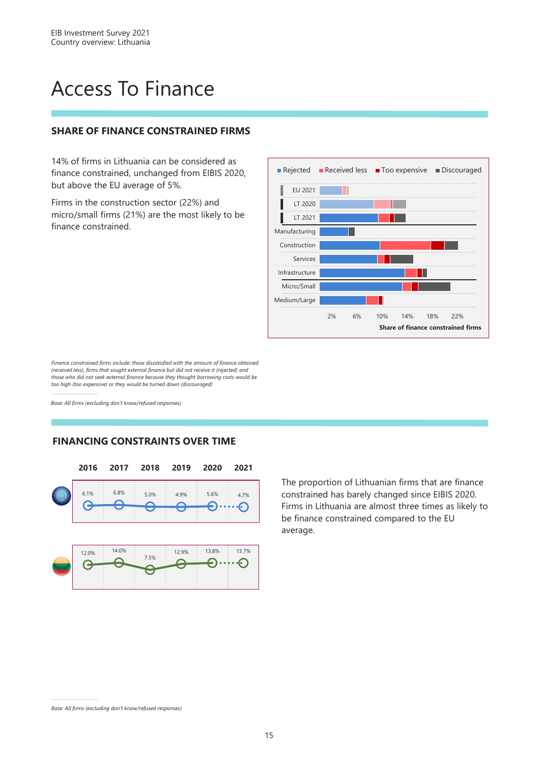# Access To Finance

## SHARE OF FINANCE CONSTRAINED FIRMS

14% of firms in Lithuania can be considered as finance constrained, unchanged from EIBIS 2020, but above the EU average of 5%.

Firms in the construction sector (22%) and micro/small firms (21%) are the most likely to be finance constrained.

■ Rejected ■ Received less ■ Too expensive ■ Discouraged

EU 2021
LT 2020
LT 2021
Manufacturing
Construction
Services
Infrastructure
Micro/Small
Medium/Large

2% 6% 10% 14% 18% 22%

**Share of finance constrained firms**

*Finance constrained firms include: those dissatisfied with the amount of finance obtained (received less), firms that sought external finance but did not receive it (rejected) and those who did not seek external finance because they thought borrowing costs would be too high (too expensive) or they would be turned down (discouraged)*

*Base: All firms (excluding don't know/refused responses)*

## FINANCING CONSTRAINTS OVER TIME

| | 2016 | 2017 | 2018 | 2019 | 2020 | 2021 |
|---|---|---|---|---|---|---|
| EU | 6.1% | 6.8% | 5.0% | 4.9% | 5.6% | 4.7% |
| Lithuania | 12.0% | 14.0% | 7.5% | 12.9% | 13.8% | 13.7% |

The proportion of Lithuanian firms that are finance constrained has barely changed since EIBIS 2020. Firms in Lithuania are almost three times as likely to be finance constrained compared to the EU average.

*Base: All firms (excluding don't know/refused responses)*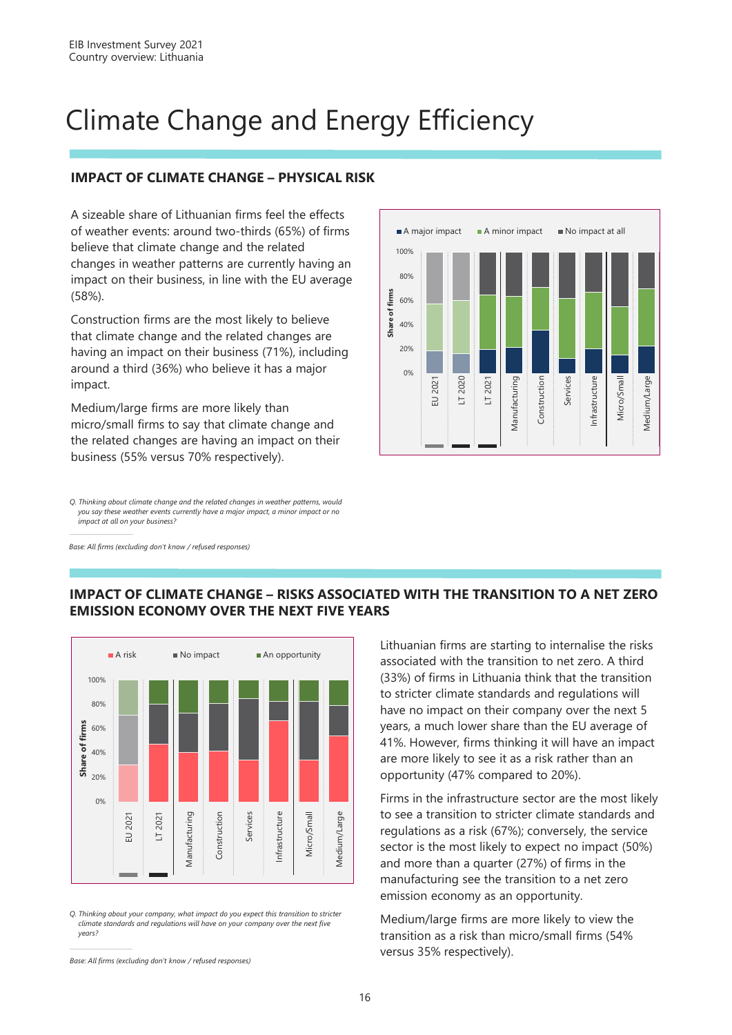# Climate Change and Energy Efficiency

## IMPACT OF CLIMATE CHANGE – PHYSICAL RISK

A sizeable share of Lithuanian firms feel the effects of weather events: around two-thirds (65%) of firms believe that climate change and the related changes in weather patterns are currently having an impact on their business, in line with the EU average (58%).

Construction firms are the most likely to believe that climate change and the related changes are having an impact on their business (71%), including around a third (36%) who believe it has a major impact.

Medium/large firms are more likely than micro/small firms to say that climate change and the related changes are having an impact on their business (55% versus 70% respectively).

*Q. Thinking about climate change and the related changes in weather patterns, would you say these weather events currently have a major impact, a minor impact or no impact at all on your business?*

*Base: All firms (excluding don't know / refused responses)*

## IMPACT OF CLIMATE CHANGE – RISKS ASSOCIATED WITH THE TRANSITION TO A NET ZERO EMISSION ECONOMY OVER THE NEXT FIVE YEARS

*Q. Thinking about your company, what impact do you expect this transition to stricter climate standards and regulations will have on your company over the next five years?*

*Base: All firms (excluding don't know / refused responses)*

Lithuanian firms are starting to internalise the risks associated with the transition to net zero. A third (33%) of firms in Lithuania think that the transition to stricter climate standards and regulations will have no impact on their company over the next 5 years, a much lower share than the EU average of 41%. However, firms thinking it will have an impact are more likely to see it as a risk rather than an opportunity (47% compared to 20%).

Firms in the infrastructure sector are the most likely to see a transition to stricter climate standards and regulations as a risk (67%); conversely, the service sector is the most likely to expect no impact (50%) and more than a quarter (27%) of firms in the manufacturing see the transition to a net zero emission economy as an opportunity.

Medium/large firms are more likely to view the transition as a risk than micro/small firms (54% versus 35% respectively).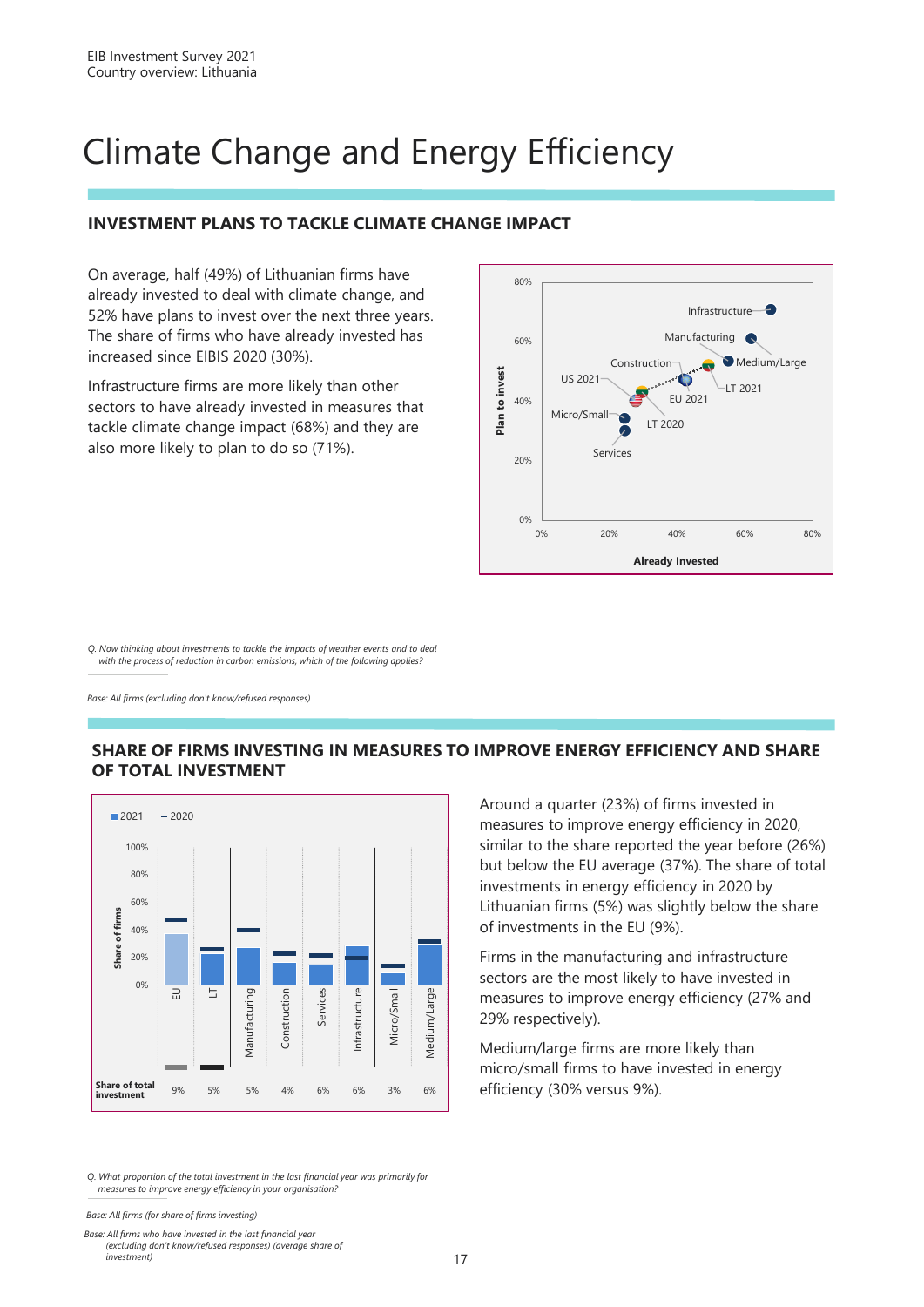# Climate Change and Energy Efficiency

## INVESTMENT PLANS TO TACKLE CLIMATE CHANGE IMPACT

On average, half (49%) of Lithuanian firms have already invested to deal with climate change, and 52% have plans to invest over the next three years. The share of firms who have already invested has increased since EIBIS 2020 (30%).

Infrastructure firms are more likely than other sectors to have already invested in measures that tackle climate change impact (68%) and they are also more likely to plan to do so (71%).

*Q. Now thinking about investments to tackle the impacts of weather events and to deal with the process of reduction in carbon emissions, which of the following applies?*

*Base: All firms (excluding don't know/refused responses)*

## SHARE OF FIRMS INVESTING IN MEASURES TO IMPROVE ENERGY EFFICIENCY AND SHARE OF TOTAL INVESTMENT

| | EU | LT | Manufacturing | Construction | Services | Infrastructure | Micro/Small | Medium/Large |
|---|---|---|---|---|---|---|---|---|
| Share of total investment | 9% | 5% | 5% | 4% | 6% | 6% | 3% | 6% |

Around a quarter (23%) of firms invested in measures to improve energy efficiency in 2020, similar to the share reported the year before (26%) but below the EU average (37%). The share of total investments in energy efficiency in 2020 by Lithuanian firms (5%) was slightly below the share of investments in the EU (9%).

Firms in the manufacturing and infrastructure sectors are the most likely to have invested in measures to improve energy efficiency (27% and 29% respectively).

Medium/large firms are more likely than micro/small firms to have invested in energy efficiency (30% versus 9%).

*Q. What proportion of the total investment in the last financial year was primarily for measures to improve energy efficiency in your organisation?*

*Base: All firms (for share of firms investing)*

*Base: All firms who have invested in the last financial year (excluding don't know/refused responses) (average share of investment)*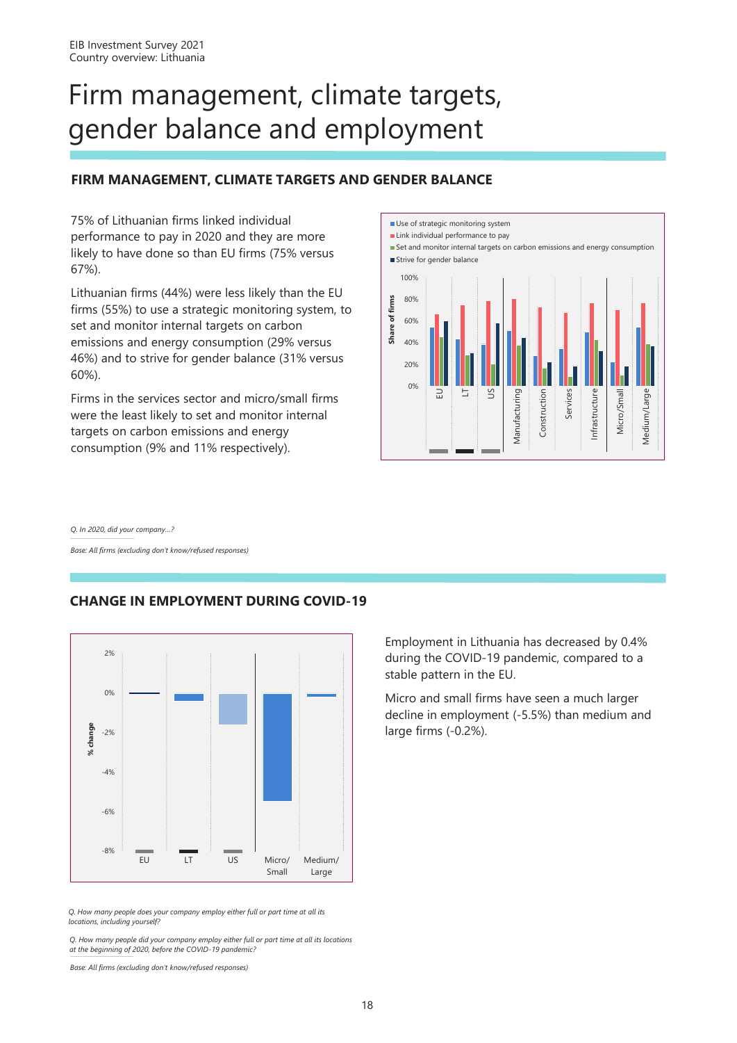# Firm management, climate targets, gender balance and employment

## FIRM MANAGEMENT, CLIMATE TARGETS AND GENDER BALANCE

75% of Lithuanian firms linked individual performance to pay in 2020 and they are more likely to have done so than EU firms (75% versus 67%).

Lithuanian firms (44%) were less likely than the EU firms (55%) to use a strategic monitoring system, to set and monitor internal targets on carbon emissions and energy consumption (29% versus 46%) and to strive for gender balance (31% versus 60%).

Firms in the services sector and micro/small firms were the least likely to set and monitor internal targets on carbon emissions and energy consumption (9% and 11% respectively).

- Use of strategic monitoring system
- Link individual performance to pay
- Set and monitor internal targets on carbon emissions and energy consumption
- Strive for gender balance

*Q. In 2020, did your company...?*

*Base: All firms (excluding don't know/refused responses)*

## CHANGE IN EMPLOYMENT DURING COVID-19

Employment in Lithuania has decreased by 0.4% during the COVID-19 pandemic, compared to a stable pattern in the EU.

Micro and small firms have seen a much larger decline in employment (-5.5%) than medium and large firms (-0.2%).

*Q. How many people does your company employ either full or part time at all its locations, including yourself?*

*Q. How many people did your company employ either full or part time at all its locations at the beginning of 2020, before the COVID-19 pandemic?*

*Base: All firms (excluding don't know/refused responses)*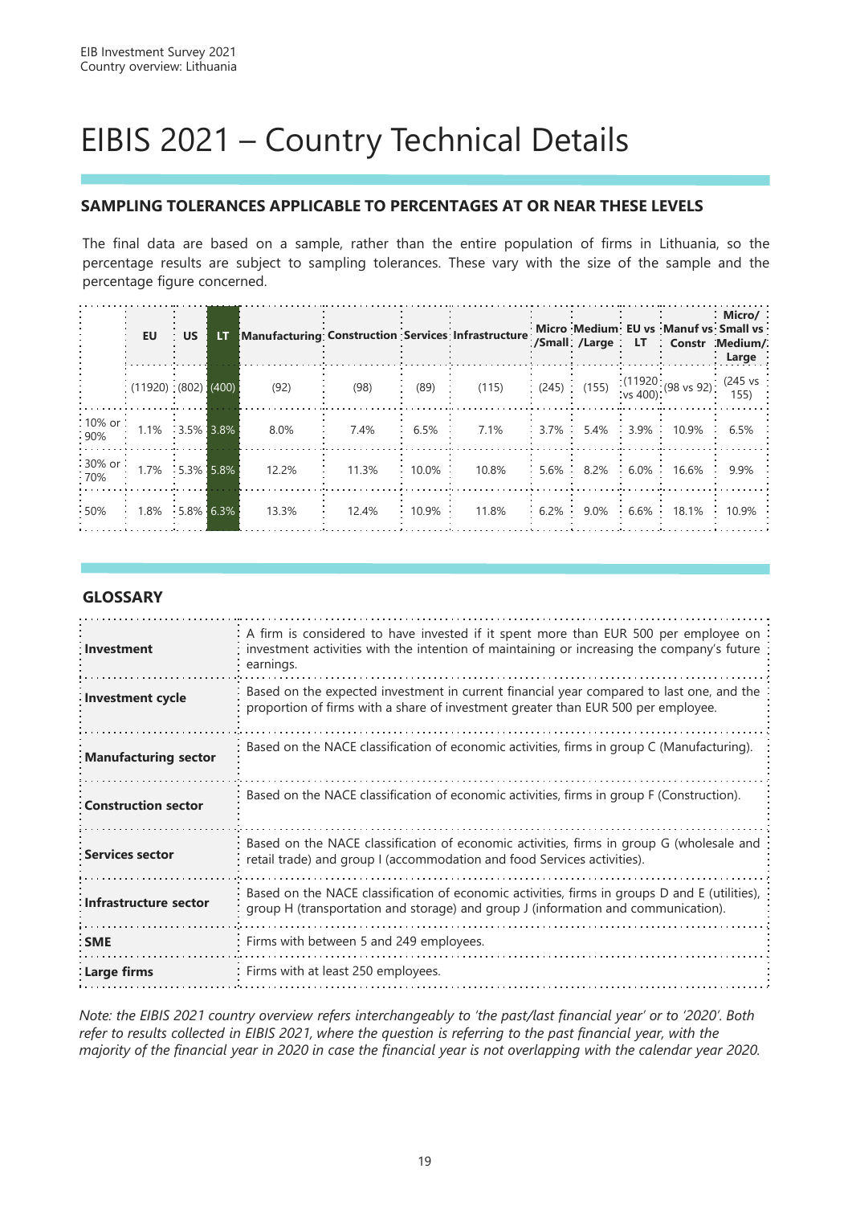# EIBIS 2021 – Country Technical Details

## SAMPLING TOLERANCES APPLICABLE TO PERCENTAGES AT OR NEAR THESE LEVELS

The final data are based on a sample, rather than the entire population of firms in Lithuania, so the percentage results are subject to sampling tolerances. These vary with the size of the sample and the percentage figure concerned.

| | EU | US | LT | Manufacturing | Construction | Services | Infrastructure | Micro /Small | Medium /Large | EU vs LT | Manuf vs Constr | Micro/ Small vs Medium/ Large |
|---|---|---|---|---|---|---|---|---|---|---|---|---|
| | (11920) | (802) | (400) | (92) | (98) | (89) | (115) | (245) | (155) | (11920 vs 400) | (98 vs 92) | (245 vs 155) |
| 10% or 90% | 1.1% | 3.5% | 3.8% | 8.0% | 7.4% | 6.5% | 7.1% | 3.7% | 5.4% | 3.9% | 10.9% | 6.5% |
| 30% or 70% | 1.7% | 5.3% | 5.8% | 12.2% | 11.3% | 10.0% | 10.8% | 5.6% | 8.2% | 6.0% | 16.6% | 9.9% |
| 50% | 1.8% | 5.8% | 6.3% | 13.3% | 12.4% | 10.9% | 11.8% | 6.2% | 9.0% | 6.6% | 18.1% | 10.9% |

## GLOSSARY

| | |
|---|---|
| **Investment** | A firm is considered to have invested if it spent more than EUR 500 per employee on investment activities with the intention of maintaining or increasing the company's future earnings. |
| **Investment cycle** | Based on the expected investment in current financial year compared to last one, and the proportion of firms with a share of investment greater than EUR 500 per employee. |
| **Manufacturing sector** | Based on the NACE classification of economic activities, firms in group C (Manufacturing). |
| **Construction sector** | Based on the NACE classification of economic activities, firms in group F (Construction). |
| **Services sector** | Based on the NACE classification of economic activities, firms in group G (wholesale and retail trade) and group I (accommodation and food Services activities). |
| **Infrastructure sector** | Based on the NACE classification of economic activities, firms in groups D and E (utilities), group H (transportation and storage) and group J (information and communication). |
| **SME** | Firms with between 5 and 249 employees. |
| **Large firms** | Firms with at least 250 employees. |

*Note: the EIBIS 2021 country overview refers interchangeably to 'the past/last financial year' or to '2020'. Both refer to results collected in EIBIS 2021, where the question is referring to the past financial year, with the majority of the financial year in 2020 in case the financial year is not overlapping with the calendar year 2020.*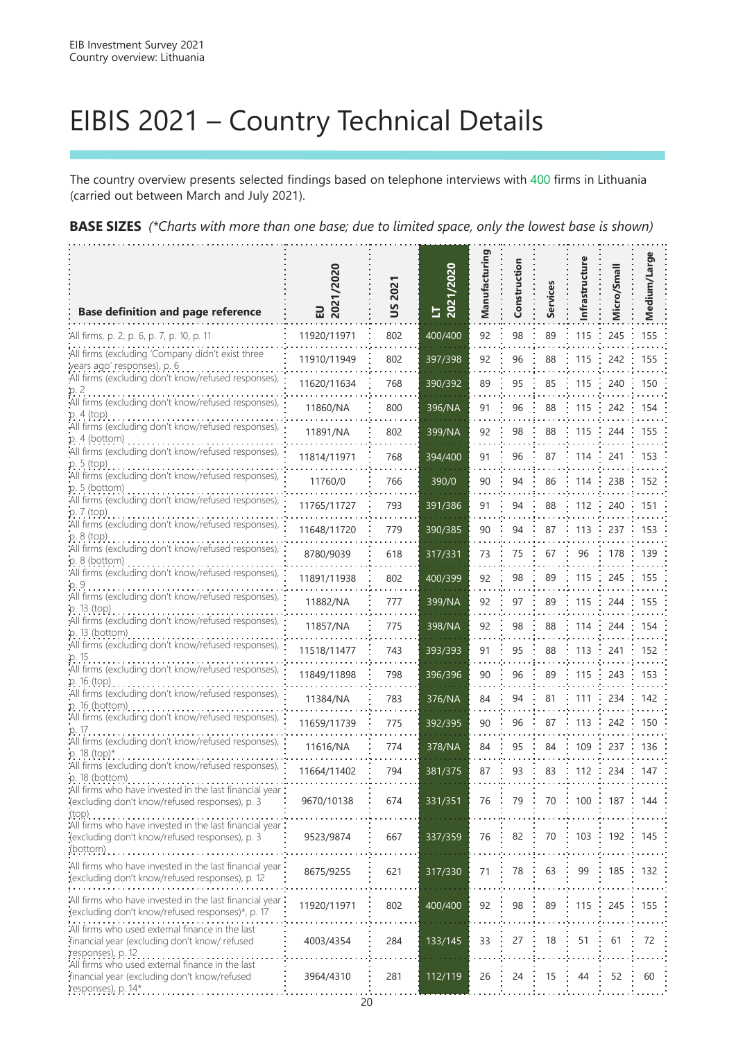# EIBIS 2021 – Country Technical Details

The country overview presents selected findings based on telephone interviews with 400 firms in Lithuania (carried out between March and July 2021).

**BASE SIZES** *(\*Charts with more than one base; due to limited space, only the lowest base is shown)*

| Base definition and page reference | EU 2021/2020 | US 2021 | LT 2021/2020 | Manufacturing | Construction | Services | Infrastructure | Micro/Small | Medium/Large |
|---|---|---|---|---|---|---|---|---|---|
| All firms, p. 2, p. 6, p. 7, p. 10, p. 11 | 11920/11971 | 802 | 400/400 | 92 | 98 | 89 | 115 | 245 | 155 |
| All firms (excluding 'Company didn't exist three years ago' responses), p. 6 | 11910/11949 | 802 | 397/398 | 92 | 96 | 88 | 115 | 242 | 155 |
| All firms (excluding don't know/refused responses), p. 2 | 11620/11634 | 768 | 390/392 | 89 | 95 | 85 | 115 | 240 | 150 |
| All firms (excluding don't know/refused responses), p. 4 (top) | 11860/NA | 800 | 396/NA | 91 | 96 | 88 | 115 | 242 | 154 |
| All firms (excluding don't know/refused responses), p. 4 (bottom) | 11891/NA | 802 | 399/NA | 92 | 98 | 88 | 115 | 244 | 155 |
| All firms (excluding don't know/refused responses), p. 5 (top) | 11814/11971 | 768 | 394/400 | 91 | 96 | 87 | 114 | 241 | 153 |
| All firms (excluding don't know/refused responses), p. 5 (bottom) | 11760/0 | 766 | 390/0 | 90 | 94 | 86 | 114 | 238 | 152 |
| All firms (excluding don't know/refused responses), p. 7 (top) | 11765/11727 | 793 | 391/386 | 91 | 94 | 88 | 112 | 240 | 151 |
| All firms (excluding don't know/refused responses), p. 8 (top) | 11648/11720 | 779 | 390/385 | 90 | 94 | 87 | 113 | 237 | 153 |
| All firms (excluding don't know/refused responses), p. 8 (bottom) | 8780/9039 | 618 | 317/331 | 73 | 75 | 67 | 96 | 178 | 139 |
| All firms (excluding don't know/refused responses), p. 9 | 11891/11938 | 802 | 400/399 | 92 | 98 | 89 | 115 | 245 | 155 |
| All firms (excluding don't know/refused responses), p. 13 (top) | 11882/NA | 777 | 399/NA | 92 | 97 | 89 | 115 | 244 | 155 |
| All firms (excluding don't know/refused responses), p. 13 (bottom) | 11857/NA | 775 | 398/NA | 92 | 98 | 88 | 114 | 244 | 154 |
| All firms (excluding don't know/refused responses), p. 15 | 11518/11477 | 743 | 393/393 | 91 | 95 | 88 | 113 | 241 | 152 |
| All firms (excluding don't know/refused responses), p. 16 (top) | 11849/11898 | 798 | 396/396 | 90 | 96 | 89 | 115 | 243 | 153 |
| All firms (excluding don't know/refused responses), p. 16 (bottom) | 11384/NA | 783 | 376/NA | 84 | 94 | 81 | 111 | 234 | 142 |
| All firms (excluding don't know/refused responses), p. 17 | 11659/11739 | 775 | 392/395 | 90 | 96 | 87 | 113 | 242 | 150 |
| All firms (excluding don't know/refused responses), p. 18 (top)* | 11616/NA | 774 | 378/NA | 84 | 95 | 84 | 109 | 237 | 136 |
| All firms (excluding don't know/refused responses), p. 18 (bottom) | 11664/11402 | 794 | 381/375 | 87 | 93 | 83 | 112 | 234 | 147 |
| All firms who have invested in the last financial year (excluding don't know/refused responses), p. 3 (top) | 9670/10138 | 674 | 331/351 | 76 | 79 | 70 | 100 | 187 | 144 |
| All firms who have invested in the last financial year (excluding don't know/refused responses), p. 3 (bottom) | 9523/9874 | 667 | 337/359 | 76 | 82 | 70 | 103 | 192 | 145 |
| All firms who have invested in the last financial year (excluding don't know/refused responses), p. 12 | 8675/9255 | 621 | 317/330 | 71 | 78 | 63 | 99 | 185 | 132 |
| All firms who have invested in the last financial year (excluding don't know/refused responses)*, p. 17 | 11920/11971 | 802 | 400/400 | 92 | 98 | 89 | 115 | 245 | 155 |
| All firms who used external finance in the last financial year (excluding don't know/ refused responses), p. 12 | 4003/4354 | 284 | 133/145 | 33 | 27 | 18 | 51 | 61 | 72 |
| All firms who used external finance in the last financial year (excluding don't know/refused responses), p. 14* | 3964/4310 | 281 | 112/119 | 26 | 24 | 15 | 44 | 52 | 60 |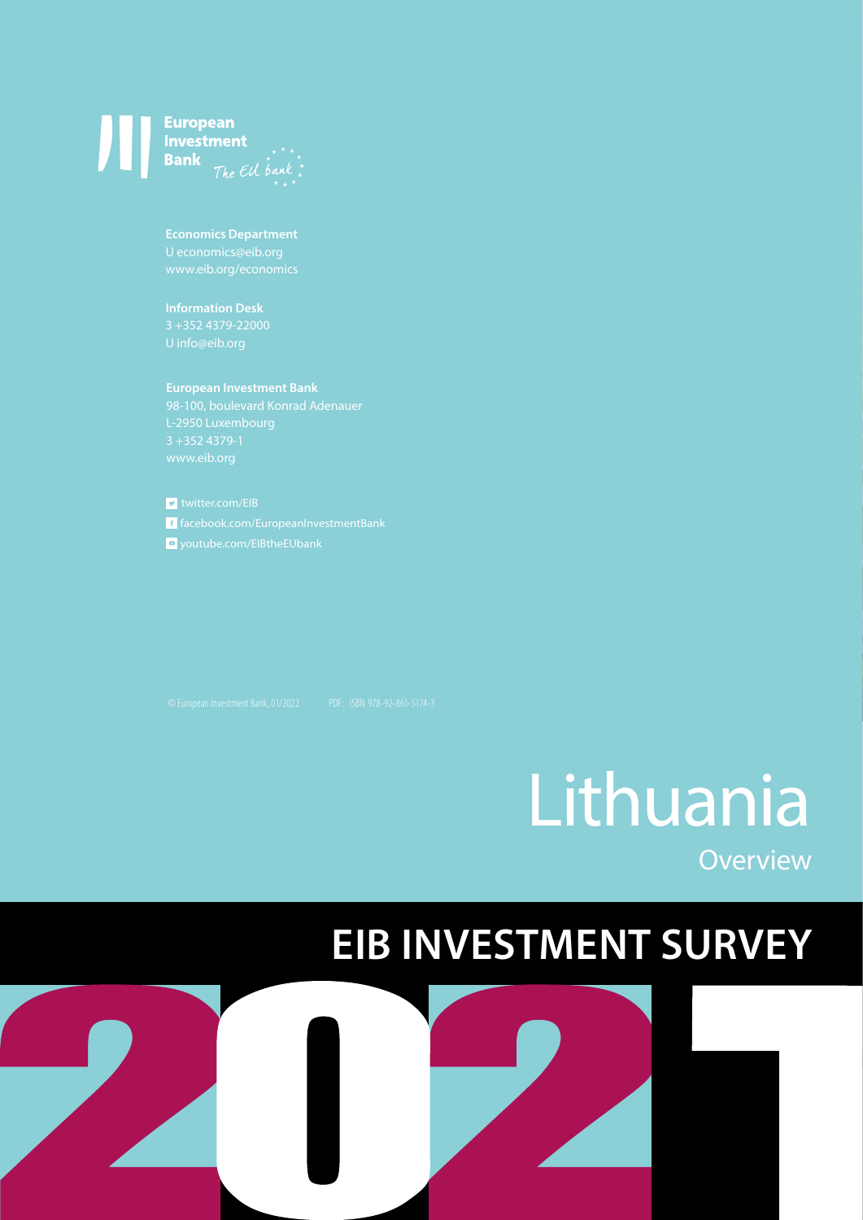European Investment Bank

The EU bank

**Economics Department**
U economics@eib.org
www.eib.org/economics

**Information Desk**
3 +352 4379-22000
U info@eib.org

**European Investment Bank**
98-100, boulevard Konrad Adenauer
L-2950 Luxembourg
3 +352 4379-1
www.eib.org

twitter.com/EIB
facebook.com/EuropeanInvestmentBank
youtube.com/EIBtheEUbank

© European Investment Bank, 01/2022 PDF: ISBN 978-92-861-5174-3

# Lithuania

Overview

# EIB INVESTMENT SURVEY

2021